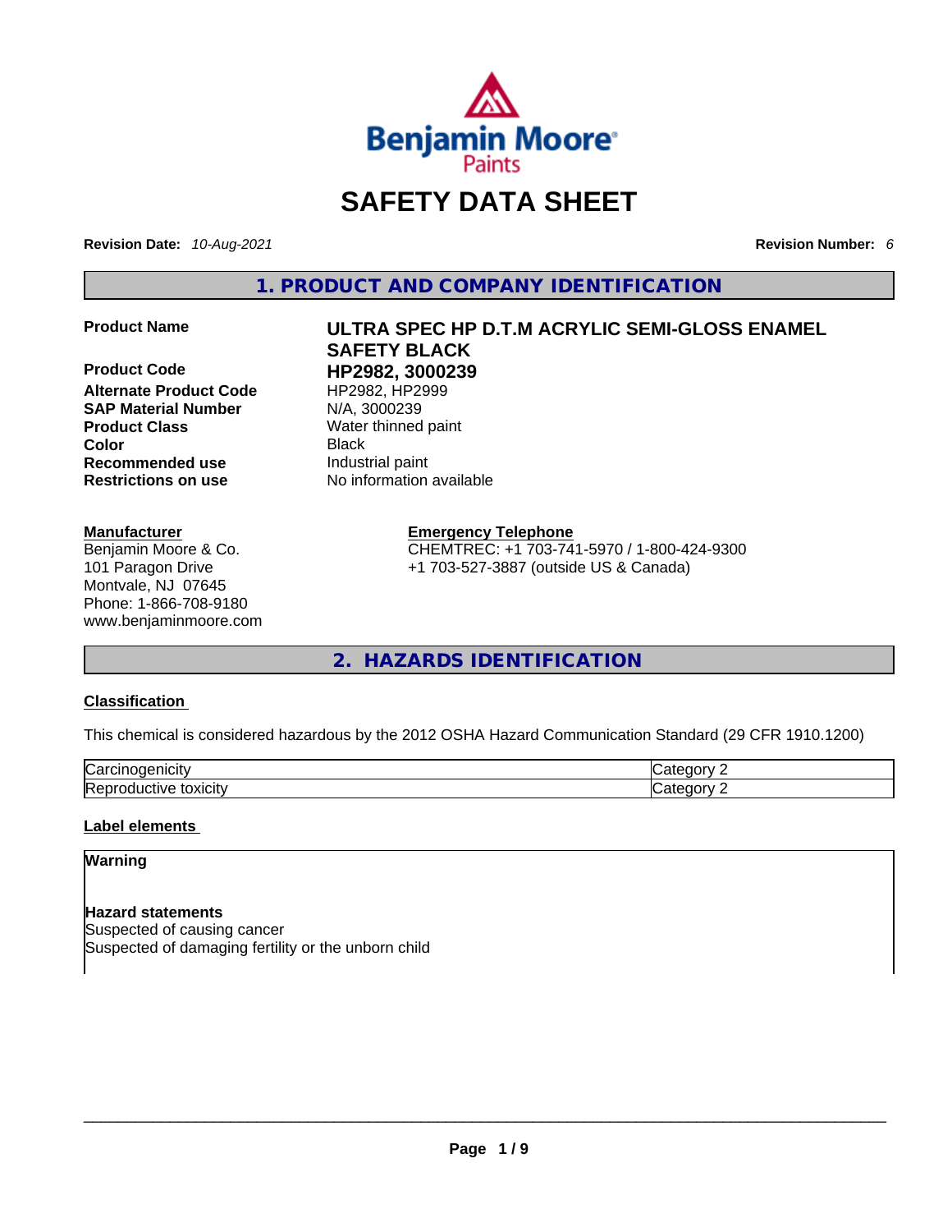# SAFETY DATA SHEET

**Revision Date:** *10-Aug-2021*

**Revision Number:** *6*

## 1. PRODUCT AND COMPANY IDENTIFICATION

| | |
|---|---|
| **Product Name** | **ULTRA SPEC HP D.T.M ACRYLIC SEMI-GLOSS ENAMEL SAFETY BLACK** |
| **Product Code** | **HP2982, 3000239** |
| **Alternate Product Code** | HP2982, HP2999 |
| **SAP Material Number** | N/A, 3000239 |
| **Product Class** | Water thinned paint |
| **Color** | Black |
| **Recommended use** | Industrial paint |
| **Restrictions on use** | No information available |

**Manufacturer**
Benjamin Moore & Co.
101 Paragon Drive
Montvale, NJ 07645
Phone: 1-866-708-9180
www.benjaminmoore.com

**Emergency Telephone**
CHEMTREC: +1 703-741-5970 / 1-800-424-9300
+1 703-527-3887 (outside US & Canada)

## 2. HAZARDS IDENTIFICATION

**Classification**

This chemical is considered hazardous by the 2012 OSHA Hazard Communication Standard (29 CFR 1910.1200)

| | |
|---|---|
| Carcinogenicity | Category 2 |
| Reproductive toxicity | Category 2 |

**Label elements**

**Warning**

**Hazard statements**
Suspected of causing cancer
Suspected of damaging fertility or the unborn child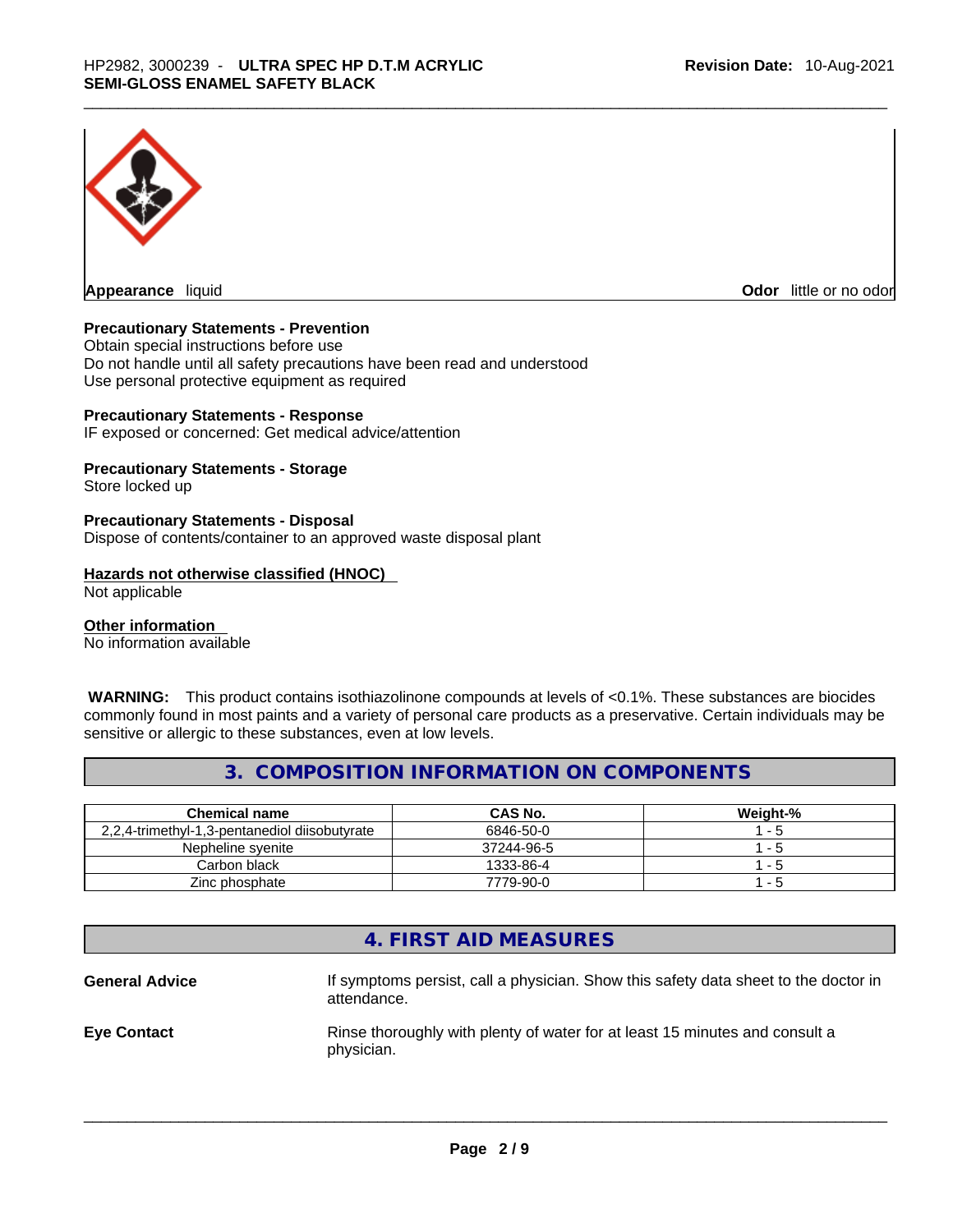**Appearance** liquid

**Odor** little or no odor

**Precautionary Statements - Prevention**

Obtain special instructions before use
Do not handle until all safety precautions have been read and understood
Use personal protective equipment as required

**Precautionary Statements - Response**

IF exposed or concerned: Get medical advice/attention

**Precautionary Statements - Storage**

Store locked up

**Precautionary Statements - Disposal**

Dispose of contents/container to an approved waste disposal plant

**Hazards not otherwise classified (HNOC)**

Not applicable

**Other information**

No information available

**WARNING:** This product contains isothiazolinone compounds at levels of <0.1%. These substances are biocides commonly found in most paints and a variety of personal care products as a preservative. Certain individuals may be sensitive or allergic to these substances, even at low levels.

## 3. COMPOSITION INFORMATION ON COMPONENTS

| Chemical name | CAS No. | Weight-% |
|---|---|---|
| 2,2,4-trimethyl-1,3-pentanediol diisobutyrate | 6846-50-0 | 1 - 5 |
| Nepheline syenite | 37244-96-5 | 1 - 5 |
| Carbon black | 1333-86-4 | 1 - 5 |
| Zinc phosphate | 7779-90-0 | 1 - 5 |

## 4. FIRST AID MEASURES

**General Advice** If symptoms persist, call a physician. Show this safety data sheet to the doctor in attendance.

**Eye Contact** Rinse thoroughly with plenty of water for at least 15 minutes and consult a physician.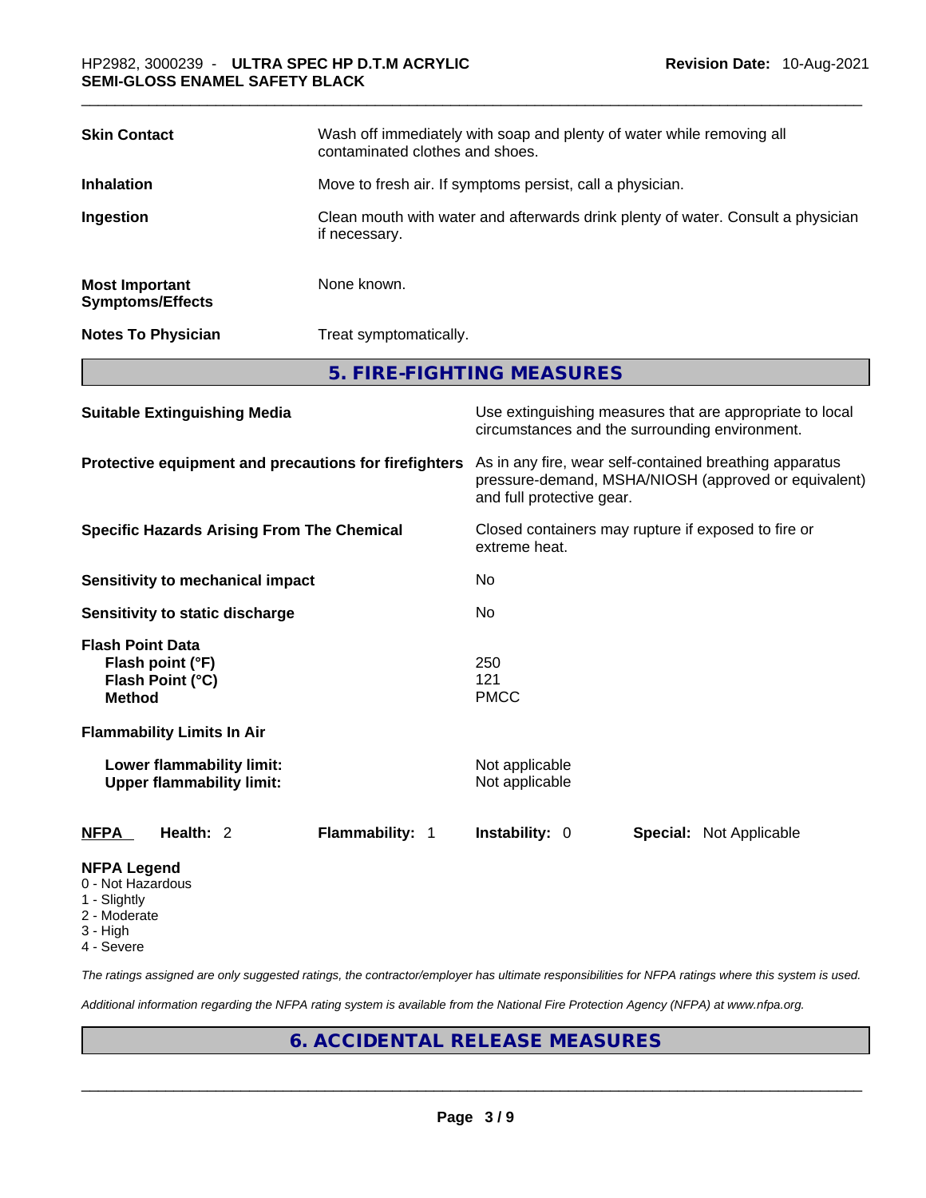| | |
|---|---|
| **Skin Contact** | Wash off immediately with soap and plenty of water while removing all contaminated clothes and shoes. |
| **Inhalation** | Move to fresh air. If symptoms persist, call a physician. |
| **Ingestion** | Clean mouth with water and afterwards drink plenty of water. Consult a physician if necessary. |
| **Most Important Symptoms/Effects** | None known. |
| **Notes To Physician** | Treat symptomatically. |

## 5. FIRE-FIGHTING MEASURES

| | |
|---|---|
| **Suitable Extinguishing Media** | Use extinguishing measures that are appropriate to local circumstances and the surrounding environment. |
| **Protective equipment and precautions for firefighters** | As in any fire, wear self-contained breathing apparatus pressure-demand, MSHA/NIOSH (approved or equivalent) and full protective gear. |
| **Specific Hazards Arising From The Chemical** | Closed containers may rupture if exposed to fire or extreme heat. |
| **Sensitivity to mechanical impact** | No |
| **Sensitivity to static discharge** | No |
| **Flash Point Data** | |
| **Flash point (°F)** | 250 |
| **Flash Point (°C)** | 121 |
| **Method** | PMCC |
| **Flammability Limits In Air** | |
| **Lower flammability limit:** | Not applicable |
| **Upper flammability limit:** | Not applicable |

**NFPA** **Health:** 2 **Flammability:** 1 **Instability:** 0 **Special:** Not Applicable

**NFPA Legend**
- 0 - Not Hazardous
- 1 - Slightly
- 2 - Moderate
- 3 - High
- 4 - Severe

*The ratings assigned are only suggested ratings, the contractor/employer has ultimate responsibilities for NFPA ratings where this system is used.*

*Additional information regarding the NFPA rating system is available from the National Fire Protection Agency (NFPA) at www.nfpa.org.*

## 6. ACCIDENTAL RELEASE MEASURES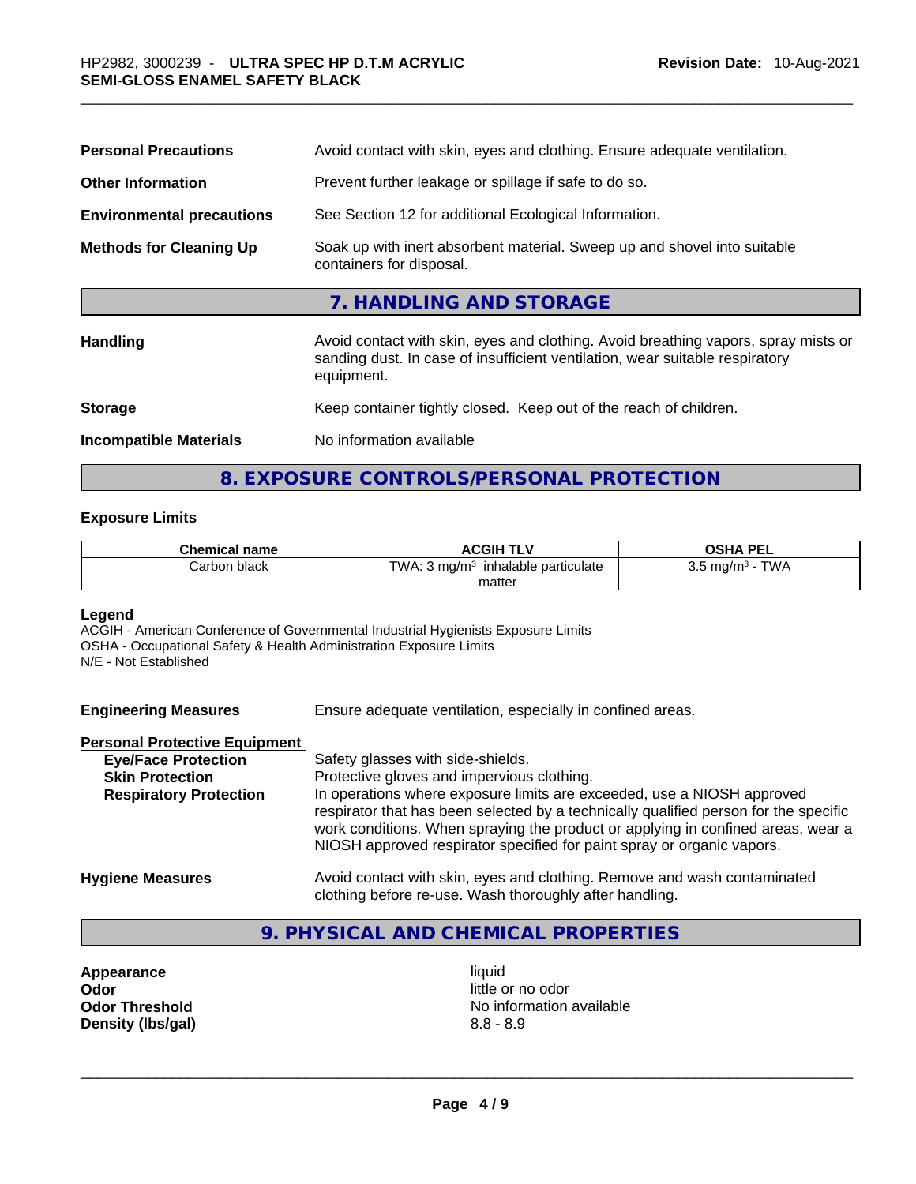| | |
|---|---|
| **Personal Precautions** | Avoid contact with skin, eyes and clothing. Ensure adequate ventilation. |
| **Other Information** | Prevent further leakage or spillage if safe to do so. |
| **Environmental precautions** | See Section 12 for additional Ecological Information. |
| **Methods for Cleaning Up** | Soak up with inert absorbent material. Sweep up and shovel into suitable containers for disposal. |

## 7. HANDLING AND STORAGE

| | |
|---|---|
| **Handling** | Avoid contact with skin, eyes and clothing. Avoid breathing vapors, spray mists or sanding dust. In case of insufficient ventilation, wear suitable respiratory equipment. |
| **Storage** | Keep container tightly closed. Keep out of the reach of children. |
| **Incompatible Materials** | No information available |

## 8. EXPOSURE CONTROLS/PERSONAL PROTECTION

**Exposure Limits**

| Chemical name | ACGIH TLV | OSHA PEL |
|---|---|---|
| Carbon black | TWA: 3 mg/m³ inhalable particulate matter | 3.5 mg/m³ - TWA |

**Legend**
ACGIH - American Conference of Governmental Industrial Hygienists Exposure Limits
OSHA - Occupational Safety & Health Administration Exposure Limits
N/E - Not Established

**Engineering Measures** Ensure adequate ventilation, especially in confined areas.

**Personal Protective Equipment**

| | |
|---|---|
| **Eye/Face Protection** | Safety glasses with side-shields. |
| **Skin Protection** | Protective gloves and impervious clothing. |
| **Respiratory Protection** | In operations where exposure limits are exceeded, use a NIOSH approved respirator that has been selected by a technically qualified person for the specific work conditions. When spraying the product or applying in confined areas, wear a NIOSH approved respirator specified for paint spray or organic vapors. |

**Hygiene Measures** Avoid contact with skin, eyes and clothing. Remove and wash contaminated clothing before re-use. Wash thoroughly after handling.

## 9. PHYSICAL AND CHEMICAL PROPERTIES

| | |
|---|---|
| **Appearance** | liquid |
| **Odor** | little or no odor |
| **Odor Threshold** | No information available |
| **Density (lbs/gal)** | 8.8 - 8.9 |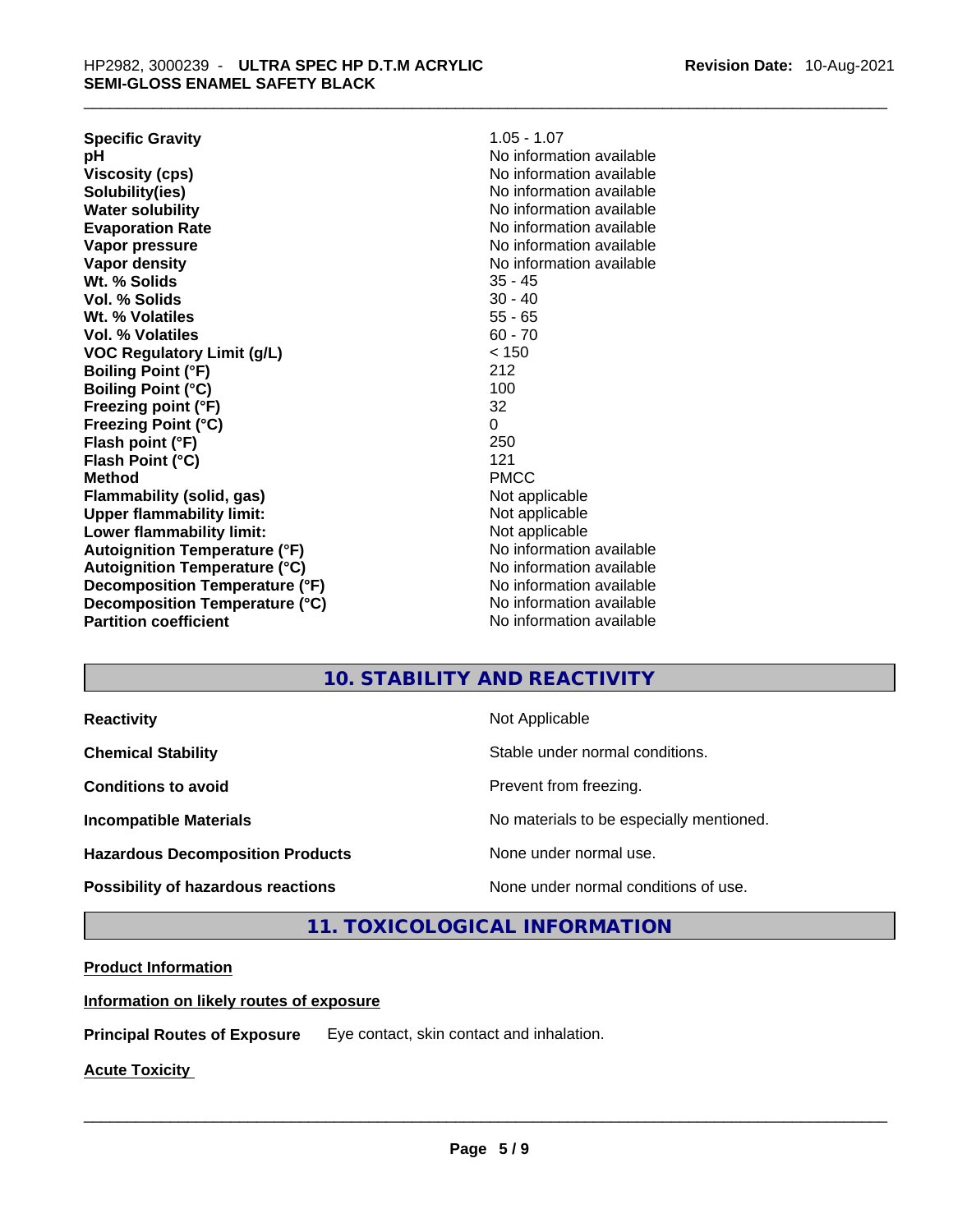| | |
|---|---|
| **Specific Gravity** | 1.05 - 1.07 |
| **pH** | No information available |
| **Viscosity (cps)** | No information available |
| **Solubility(ies)** | No information available |
| **Water solubility** | No information available |
| **Evaporation Rate** | No information available |
| **Vapor pressure** | No information available |
| **Vapor density** | No information available |
| **Wt. % Solids** | 35 - 45 |
| **Vol. % Solids** | 30 - 40 |
| **Wt. % Volatiles** | 55 - 65 |
| **Vol. % Volatiles** | 60 - 70 |
| **VOC Regulatory Limit (g/L)** | < 150 |
| **Boiling Point (°F)** | 212 |
| **Boiling Point (°C)** | 100 |
| **Freezing point (°F)** | 32 |
| **Freezing Point (°C)** | 0 |
| **Flash point (°F)** | 250 |
| **Flash Point (°C)** | 121 |
| **Method** | PMCC |
| **Flammability (solid, gas)** | Not applicable |
| **Upper flammability limit:** | Not applicable |
| **Lower flammability limit:** | Not applicable |
| **Autoignition Temperature (°F)** | No information available |
| **Autoignition Temperature (°C)** | No information available |
| **Decomposition Temperature (°F)** | No information available |
| **Decomposition Temperature (°C)** | No information available |
| **Partition coefficient** | No information available |

## 10. STABILITY AND REACTIVITY

| | |
|---|---|
| **Reactivity** | Not Applicable |
| **Chemical Stability** | Stable under normal conditions. |
| **Conditions to avoid** | Prevent from freezing. |
| **Incompatible Materials** | No materials to be especially mentioned. |
| **Hazardous Decomposition Products** | None under normal use. |
| **Possibility of hazardous reactions** | None under normal conditions of use. |

## 11. TOXICOLOGICAL INFORMATION

**Product Information**

**Information on likely routes of exposure**

**Principal Routes of Exposure** Eye contact, skin contact and inhalation.

**Acute Toxicity**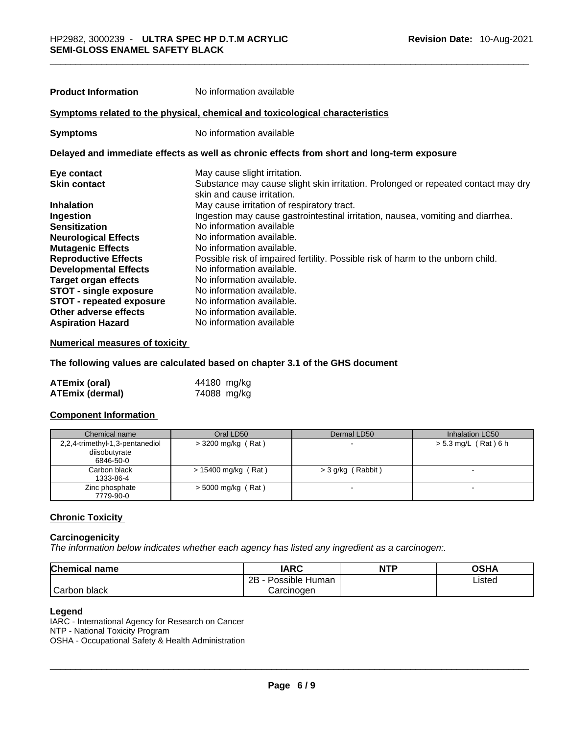**Product Information** No information available

**Symptoms related to the physical, chemical and toxicological characteristics**

**Symptoms** No information available

**Delayed and immediate effects as well as chronic effects from short and long-term exposure**

| | |
|---|---|
| **Eye contact** | May cause slight irritation. |
| **Skin contact** | Substance may cause slight skin irritation. Prolonged or repeated contact may dry skin and cause irritation. |
| **Inhalation** | May cause irritation of respiratory tract. |
| **Ingestion** | Ingestion may cause gastrointestinal irritation, nausea, vomiting and diarrhea. |
| **Sensitization** | No information available |
| **Neurological Effects** | No information available. |
| **Mutagenic Effects** | No information available. |
| **Reproductive Effects** | Possible risk of impaired fertility. Possible risk of harm to the unborn child. |
| **Developmental Effects** | No information available. |
| **Target organ effects** | No information available. |
| **STOT - single exposure** | No information available. |
| **STOT - repeated exposure** | No information available. |
| **Other adverse effects** | No information available. |
| **Aspiration Hazard** | No information available |

**Numerical measures of toxicity**

**The following values are calculated based on chapter 3.1 of the GHS document**

| | |
|---|---|
| **ATEmix (oral)** | 44180 mg/kg |
| **ATEmix (dermal)** | 74088 mg/kg |

**Component Information**

| Chemical name | Oral LD50 | Dermal LD50 | Inhalation LC50 |
|---|---|---|---|
| 2,2,4-trimethyl-1,3-pentanediol diisobutyrate 6846-50-0 | > 3200 mg/kg ( Rat ) | - | > 5.3 mg/L ( Rat ) 6 h |
| Carbon black 1333-86-4 | > 15400 mg/kg ( Rat ) | > 3 g/kg ( Rabbit ) | - |
| Zinc phosphate 7779-90-0 | > 5000 mg/kg ( Rat ) | - | - |

**Chronic Toxicity**

**Carcinogenicity**

*The information below indicates whether each agency has listed any ingredient as a carcinogen:.*

| Chemical name | IARC | NTP | OSHA |
|---|---|---|---|
| Carbon black | 2B - Possible Human Carcinogen | | Listed |

**Legend**

IARC - International Agency for Research on Cancer
NTP - National Toxicity Program
OSHA - Occupational Safety & Health Administration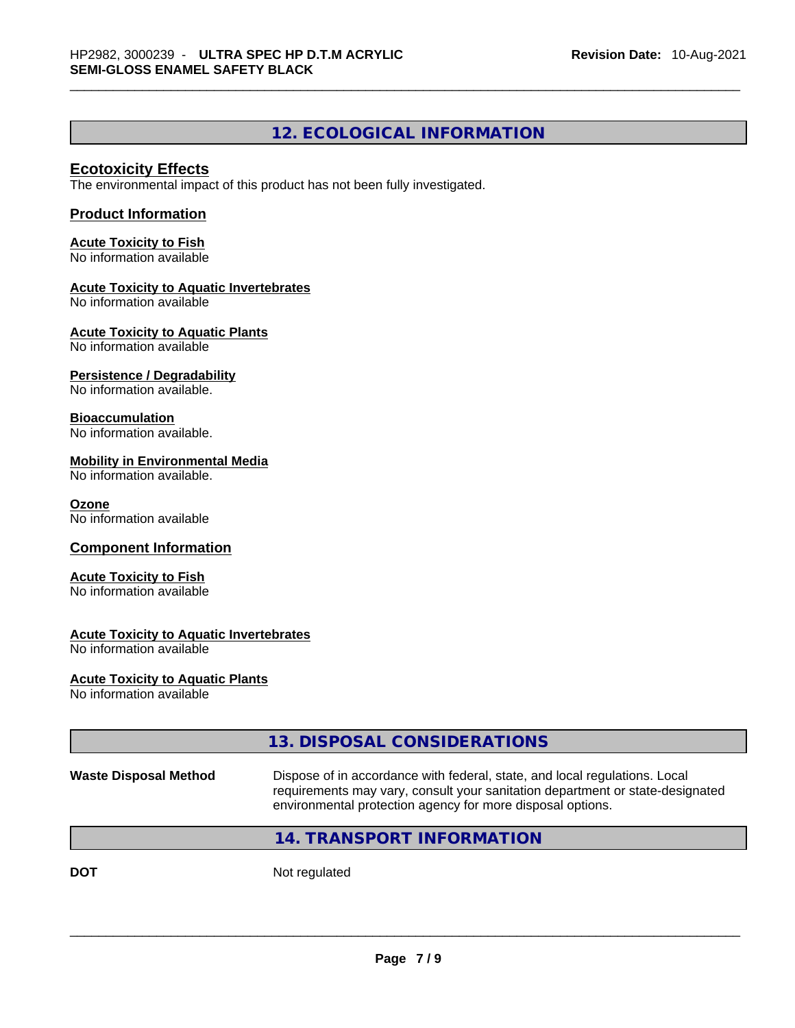## 12. ECOLOGICAL INFORMATION

### Ecotoxicity Effects

The environmental impact of this product has not been fully investigated.

### Product Information

**Acute Toxicity to Fish**
No information available

**Acute Toxicity to Aquatic Invertebrates**
No information available

**Acute Toxicity to Aquatic Plants**
No information available

**Persistence / Degradability**
No information available.

**Bioaccumulation**
No information available.

**Mobility in Environmental Media**
No information available.

**Ozone**
No information available

### Component Information

**Acute Toxicity to Fish**
No information available

**Acute Toxicity to Aquatic Invertebrates**
No information available

**Acute Toxicity to Aquatic Plants**
No information available

## 13. DISPOSAL CONSIDERATIONS

| | |
|---|---|
| **Waste Disposal Method** | Dispose of in accordance with federal, state, and local regulations. Local requirements may vary, consult your sanitation department or state-designated environmental protection agency for more disposal options. |

## 14. TRANSPORT INFORMATION

| | |
|---|---|
| **DOT** | Not regulated |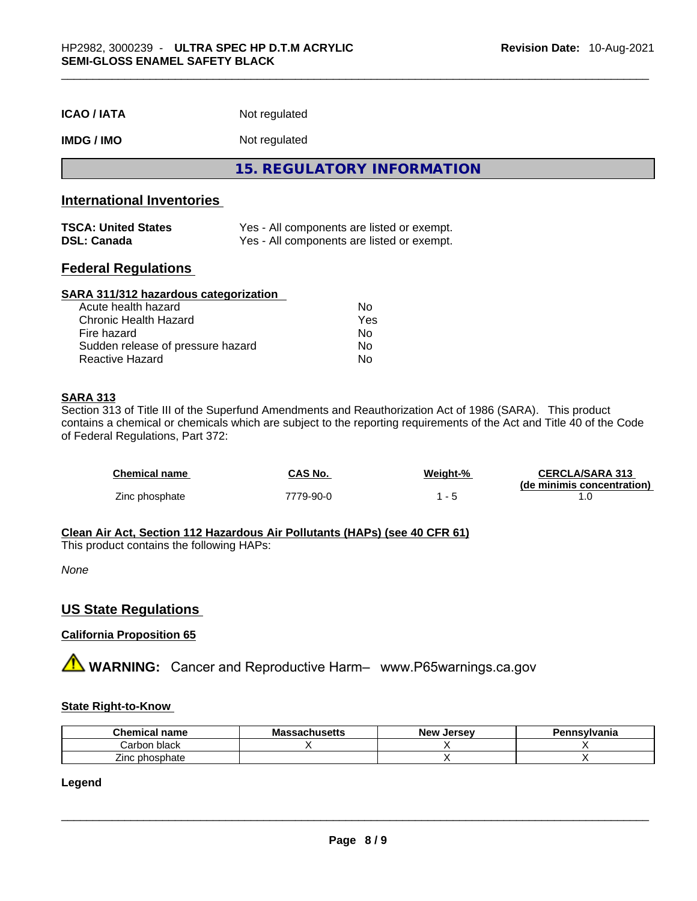| | |
|---|---|
| **ICAO / IATA** | Not regulated |
| **IMDG / IMO** | Not regulated |

## 15. REGULATORY INFORMATION

### International Inventories

| | |
|---|---|
| **TSCA: United States** | Yes - All components are listed or exempt. |
| **DSL: Canada** | Yes - All components are listed or exempt. |

### Federal Regulations

**SARA 311/312 hazardous categorization**

| | |
|---|---|
| Acute health hazard | No |
| Chronic Health Hazard | Yes |
| Fire hazard | No |
| Sudden release of pressure hazard | No |
| Reactive Hazard | No |

**SARA 313**

Section 313 of Title III of the Superfund Amendments and Reauthorization Act of 1986 (SARA). This product contains a chemical or chemicals which are subject to the reporting requirements of the Act and Title 40 of the Code of Federal Regulations, Part 372:

| Chemical name | CAS No. | Weight-% | CERCLA/SARA 313 (de minimis concentration) |
|---|---|---|---|
| Zinc phosphate | 7779-90-0 | 1 - 5 | 1.0 |

**Clean Air Act, Section 112 Hazardous Air Pollutants (HAPs) (see 40 CFR 61)**

This product contains the following HAPs:

*None*

### US State Regulations

**California Proposition 65**

⚠ **WARNING:** Cancer and Reproductive Harm– www.P65warnings.ca.gov

**State Right-to-Know**

| Chemical name | Massachusetts | New Jersey | Pennsylvania |
|---|---|---|---|
| Carbon black | X | X | X |
| Zinc phosphate | | X | X |

**Legend**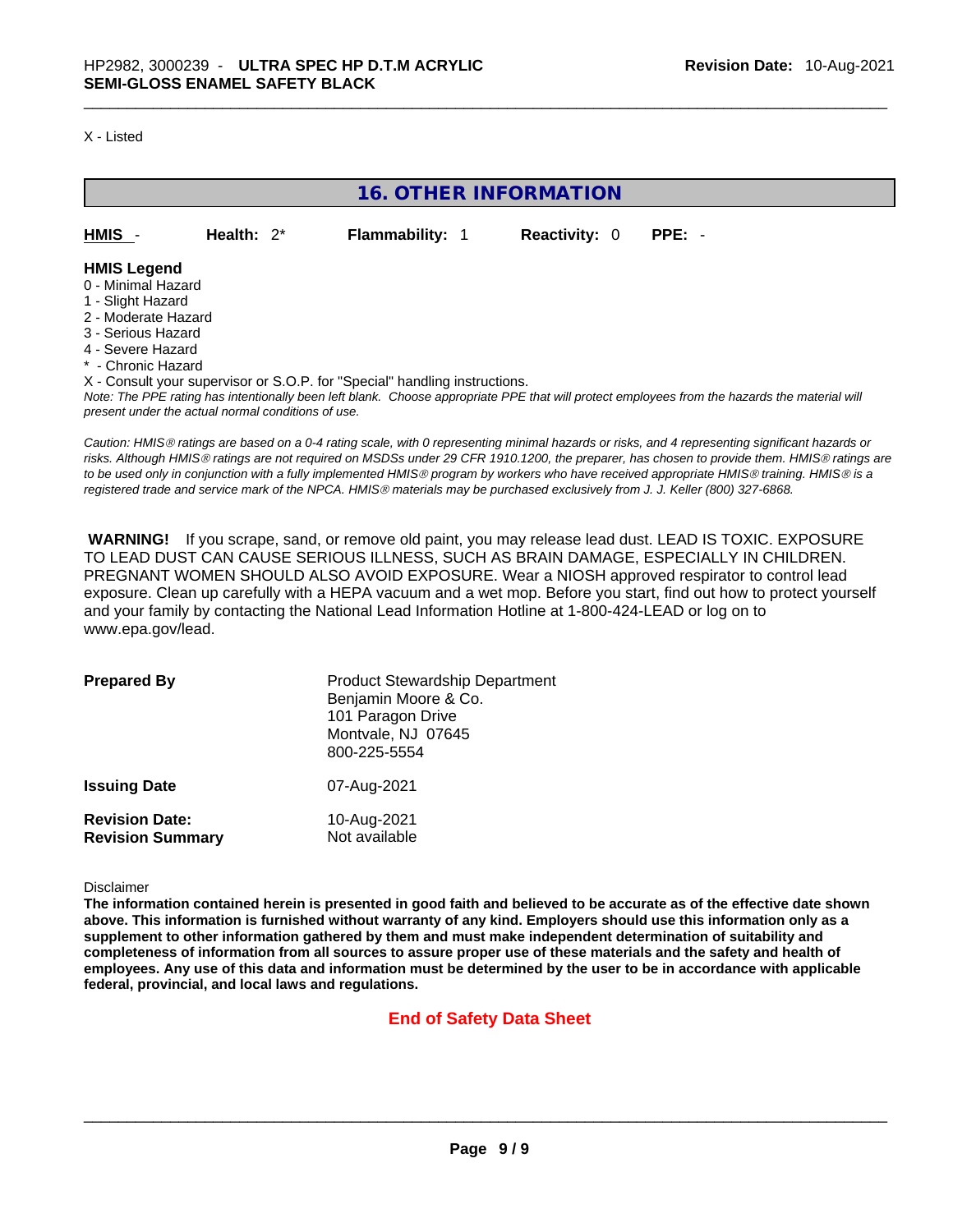X - Listed

## 16. OTHER INFORMATION

| HMIS - | Health: 2* | Flammability: 1 | Reactivity: 0 | PPE: - |
| --- | --- | --- | --- | --- |

**HMIS Legend**
0 - Minimal Hazard
1 - Slight Hazard
2 - Moderate Hazard
3 - Serious Hazard
4 - Severe Hazard
* - Chronic Hazard
X - Consult your supervisor or S.O.P. for "Special" handling instructions.

*Note: The PPE rating has intentionally been left blank. Choose appropriate PPE that will protect employees from the hazards the material will present under the actual normal conditions of use.*

*Caution: HMIS® ratings are based on a 0-4 rating scale, with 0 representing minimal hazards or risks, and 4 representing significant hazards or risks. Although HMIS® ratings are not required on MSDSs under 29 CFR 1910.1200, the preparer, has chosen to provide them. HMIS® ratings are to be used only in conjunction with a fully implemented HMIS® program by workers who have received appropriate HMIS® training. HMIS® is a registered trade and service mark of the NPCA. HMIS® materials may be purchased exclusively from J. J. Keller (800) 327-6868.*

**WARNING!** If you scrape, sand, or remove old paint, you may release lead dust. LEAD IS TOXIC. EXPOSURE TO LEAD DUST CAN CAUSE SERIOUS ILLNESS, SUCH AS BRAIN DAMAGE, ESPECIALLY IN CHILDREN. PREGNANT WOMEN SHOULD ALSO AVOID EXPOSURE. Wear a NIOSH approved respirator to control lead exposure. Clean up carefully with a HEPA vacuum and a wet mop. Before you start, find out how to protect yourself and your family by contacting the National Lead Information Hotline at 1-800-424-LEAD or log on to www.epa.gov/lead.

| | |
| --- | --- |
| **Prepared By** | Product Stewardship Department<br>Benjamin Moore & Co.<br>101 Paragon Drive<br>Montvale, NJ 07645<br>800-225-5554 |
| **Issuing Date** | 07-Aug-2021 |
| **Revision Date:** | 10-Aug-2021 |
| **Revision Summary** | Not available |

Disclaimer

**The information contained herein is presented in good faith and believed to be accurate as of the effective date shown above. This information is furnished without warranty of any kind. Employers should use this information only as a supplement to other information gathered by them and must make independent determination of suitability and completeness of information from all sources to assure proper use of these materials and the safety and health of employees. Any use of this data and information must be determined by the user to be in accordance with applicable federal, provincial, and local laws and regulations.**

**End of Safety Data Sheet**